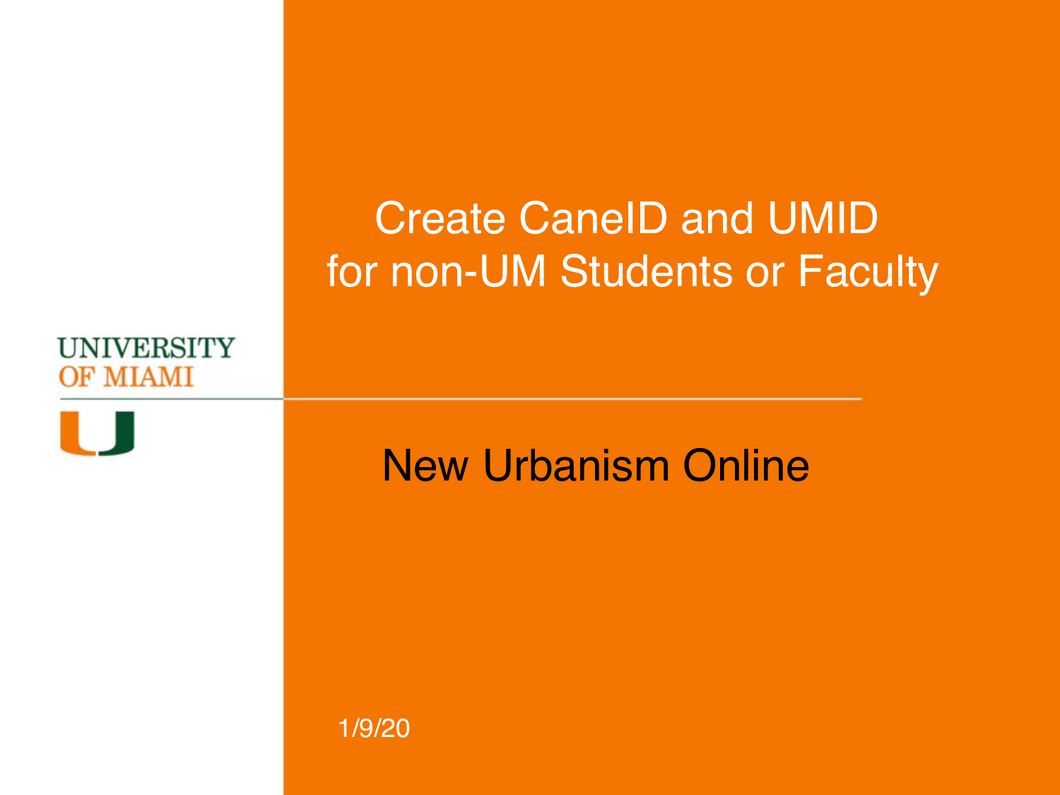UNIVERSITY OF MIAMI

# Create CaneID and UMID for non-UM Students or Faculty

## New Urbanism Online

1/9/20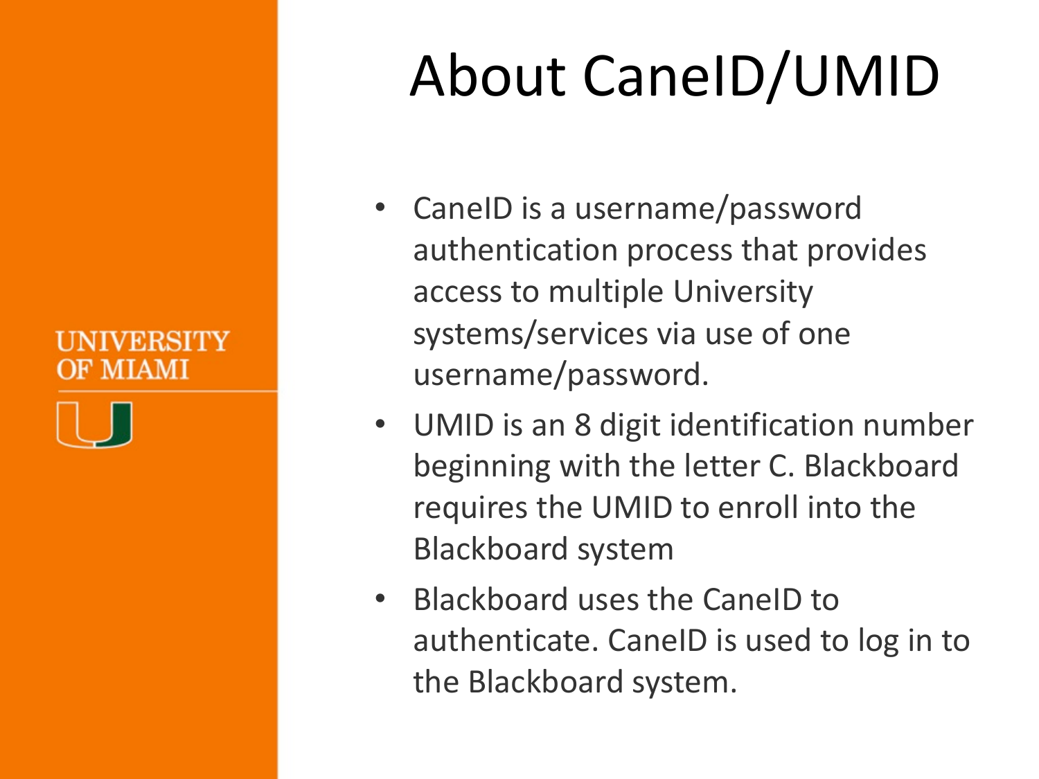# About CaneID/UMID

- CaneID is a username/password authentication process that provides access to multiple University systems/services via use of one username/password.
- UMID is an 8 digit identification number beginning with the letter C. Blackboard requires the UMID to enroll into the Blackboard system
- Blackboard uses the CaneID to authenticate. CaneID is used to log in to the Blackboard system.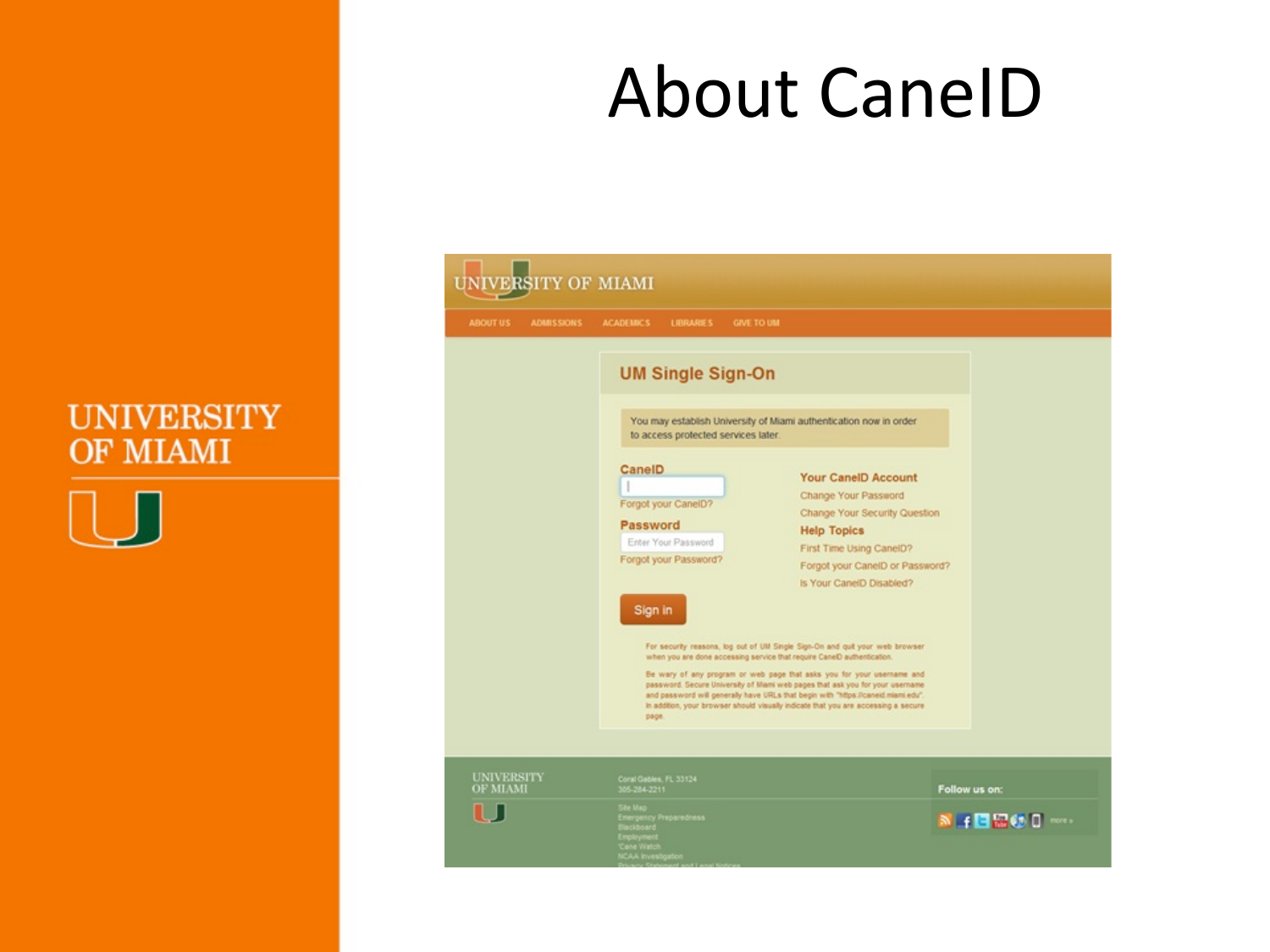# About CaneID

UNIVERSITY OF MIAMI

UNIVERSITY OF MIAMI

ABOUT US ADMISSIONS ACADEMICS LIBRARIES GIVE TO UM

## UM Single Sign-On

You may establish University of Miami authentication now in order to access protected services later.

**CaneID**

Forgot your CaneID?

**Password**

Enter Your Password

Forgot your Password?

Sign in

**Your CaneID Account**

Change Your Password

Change Your Security Question

**Help Topics**

First Time Using CaneID?

Forgot your CaneID or Password?

Is Your CaneID Disabled?

For security reasons, log out of UM Single Sign-On and quit your web browser when you are done accessing service that require CaneID authentication.

Be wary of any program or web page that asks you for your username and password. Secure University of Miami web pages that ask you for your username and password will generally have URLs that begin with "https://caneid.miami.edu". In addition, your browser should visually indicate that you are accessing a secure page.

UNIVERSITY OF MIAMI

Coral Gables, FL 33124
305-284-2211

Site Map
Emergency Preparedness
Blackboard
Employment
'Cane Watch
NCAA Investigation
Privacy Statement and Legal Notices

Follow us on:

more »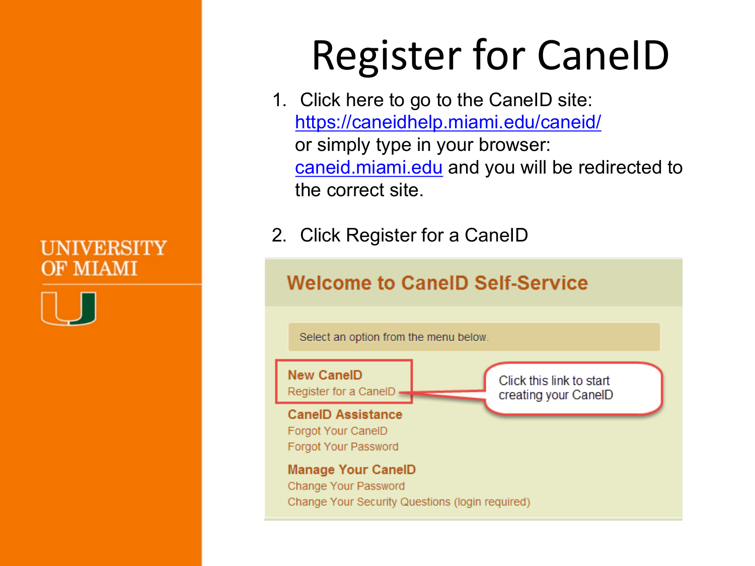# Register for CaneID

1. Click here to go to the CaneID site: https://caneidhelp.miami.edu/caneid/ or simply type in your browser: caneid.miami.edu and you will be redirected to the correct site.

2. Click Register for a CaneID

## Welcome to CaneID Self-Service

Select an option from the menu below.

**New CaneID**
Register for a CaneID

Click this link to start creating your CaneID

**CaneID Assistance**
Forgot Your CaneID
Forgot Your Password

**Manage Your CaneID**
Change Your Password
Change Your Security Questions (login required)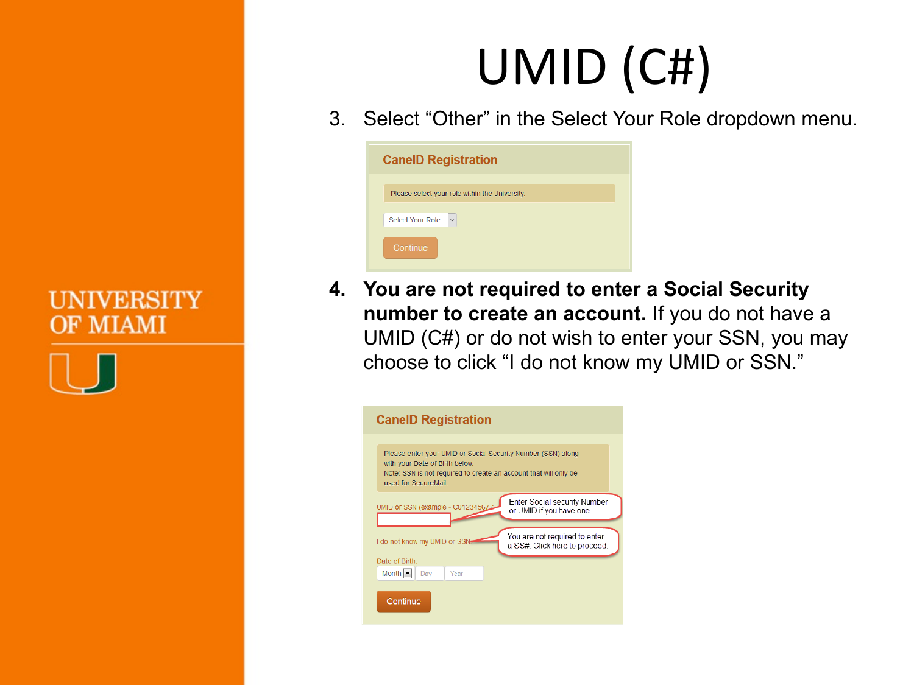# UMID (C#)

3. Select “Other” in the Select Your Role dropdown menu.

**CaneID Registration**

Please select your role within the University.

Select Your Role

Continue

4. **You are not required to enter a Social Security number to create an account.** If you do not have a UMID (C#) or do not wish to enter your SSN, you may choose to click “I do not know my UMID or SSN.”

**CaneID Registration**

Please enter your UMID or Social Security Number (SSN) along with your Date of Birth below.
Note: SSN is not required to create an account that will only be used for SecureMail.

UMID or SSN (example - C01234567):

Enter Social security Number or UMID if you have one.

I do not know my UMID or SSN

You are not required to enter a SS#. Click here to proceed.

Date of Birth:

Month Day Year

Continue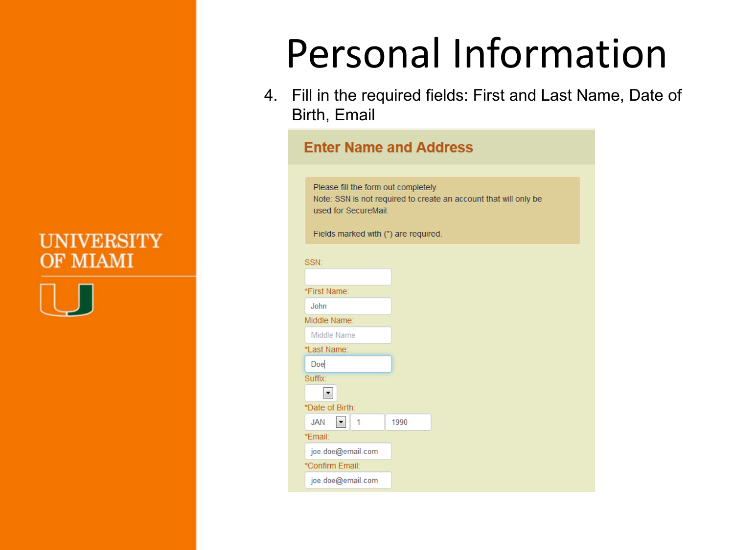# Personal Information

4. Fill in the required fields: First and Last Name, Date of Birth, Email

## Enter Name and Address

Please fill the form out completely.
Note: SSN is not required to create an account that will only be used for SecureMail.

Fields marked with (*) are required.

SSN:

*First Name: John

Middle Name: Middle Name

*Last Name: Doe

Suffix:

*Date of Birth: JAN 1 1990

*Email: joe.doe@email.com

*Confirm Email: joe.doe@email.com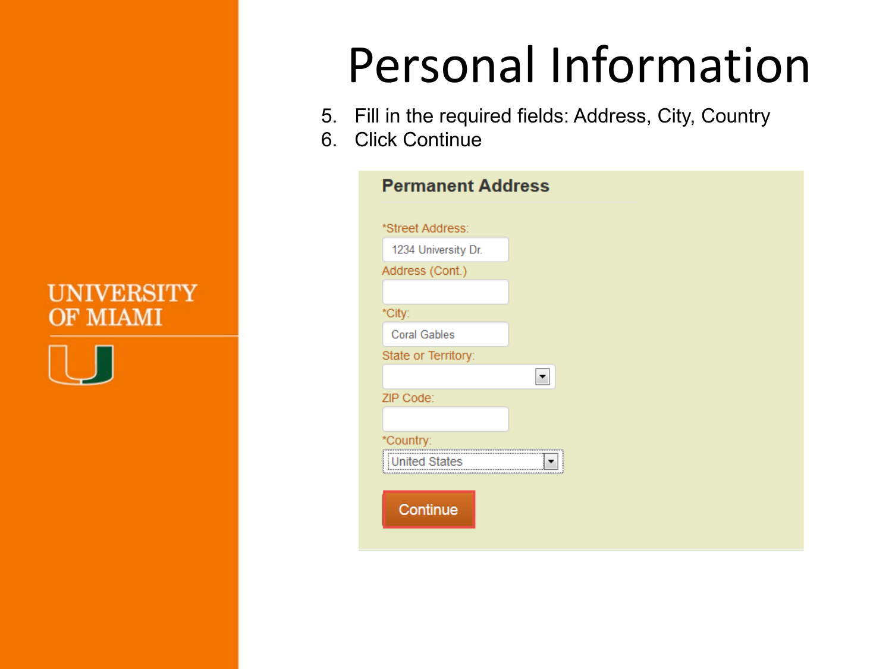# Personal Information

5. Fill in the required fields: Address, City, Country
6. Click Continue

**Permanent Address**

*Street Address: 1234 University Dr.

Address (Cont.)

*City: Coral Gables

State or Territory:

ZIP Code:

*Country: United States

Continue

UNIVERSITY OF MIAMI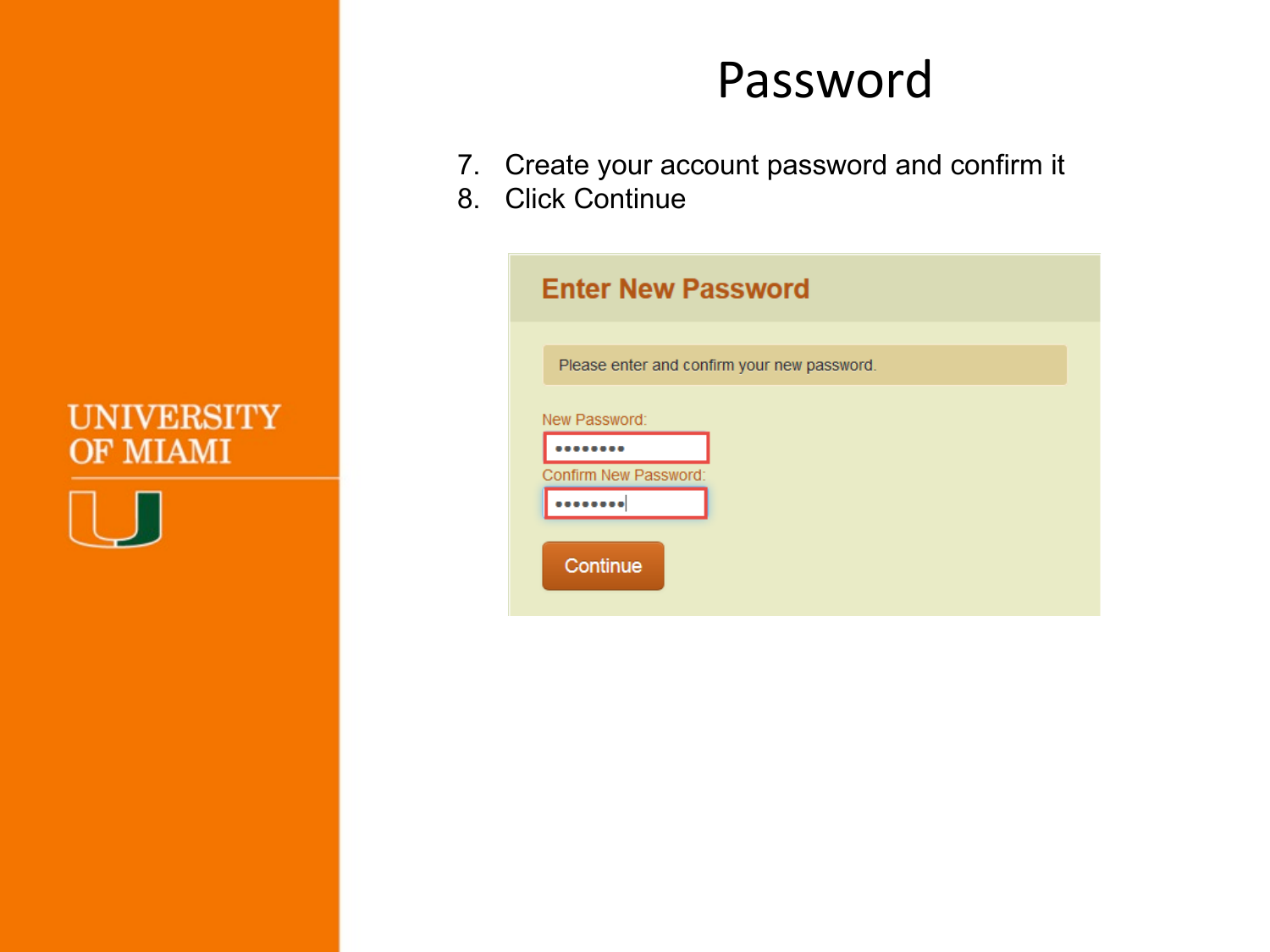# Password

7. Create your account password and confirm it
8. Click Continue

## Enter New Password

Please enter and confirm your new password.

New Password:

Confirm New Password:

Continue

UNIVERSITY OF MIAMI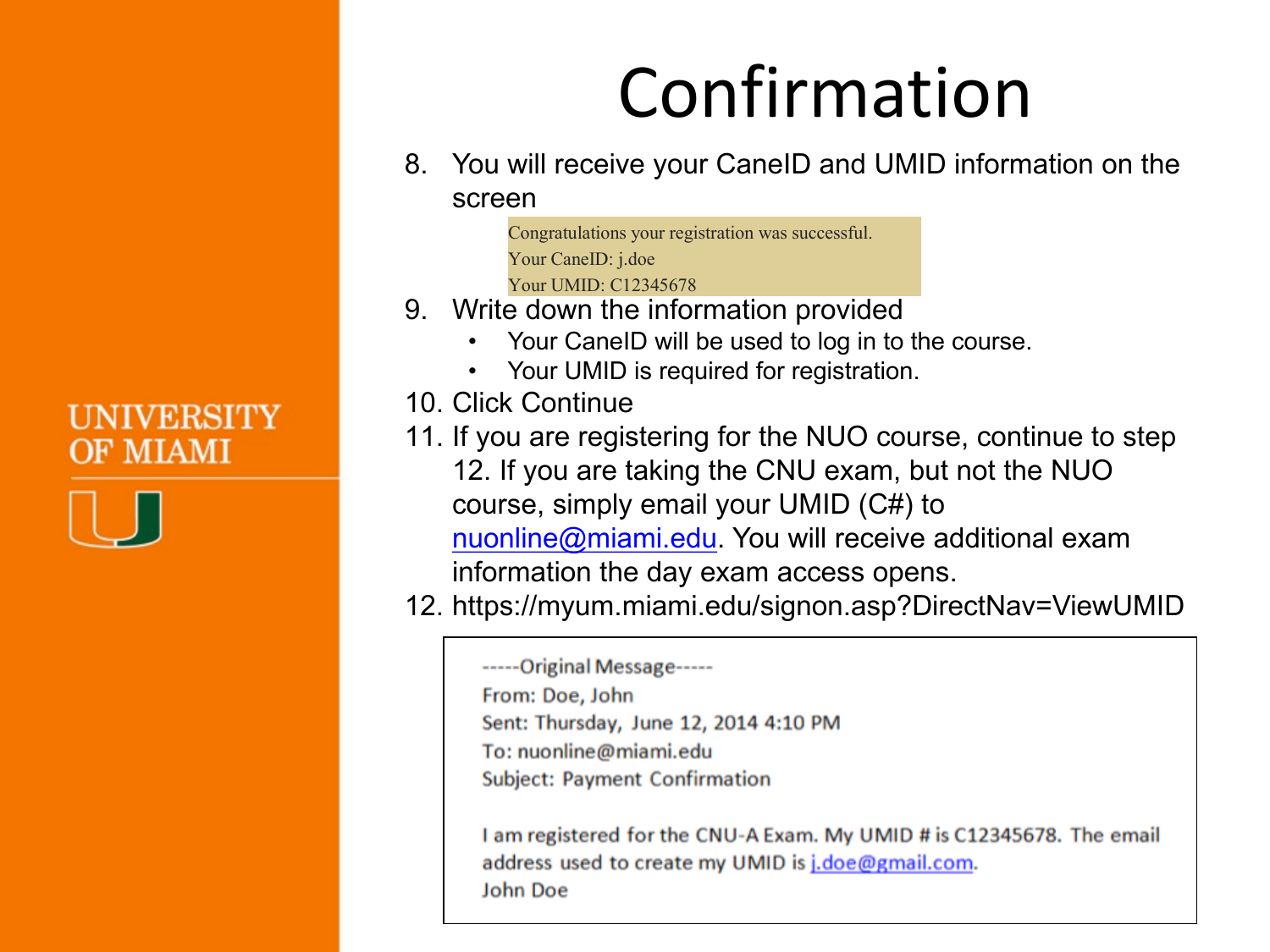# Confirmation

8. You will receive your CaneID and UMID information on the screen

   > Congratulations your registration was successful.
   > Your CaneID: j.doe
   > Your UMID: C12345678

9. Write down the information provided
   - Your CaneID will be used to log in to the course.
   - Your UMID is required for registration.
10. Click Continue
11. If you are registering for the NUO course, continue to step 12. If you are taking the CNU exam, but not the NUO course, simply email your UMID (C#) to nuonline@miami.edu. You will receive additional exam information the day exam access opens.
12. https://myum.miami.edu/signon.asp?DirectNav=ViewUMID

> -----Original Message-----
> From: Doe, John
> Sent: Thursday, June 12, 2014 4:10 PM
> To: nuonline@miami.edu
> Subject: Payment Confirmation
>
> I am registered for the CNU-A Exam. My UMID # is C12345678. The email address used to create my UMID is j.doe@gmail.com.
> John Doe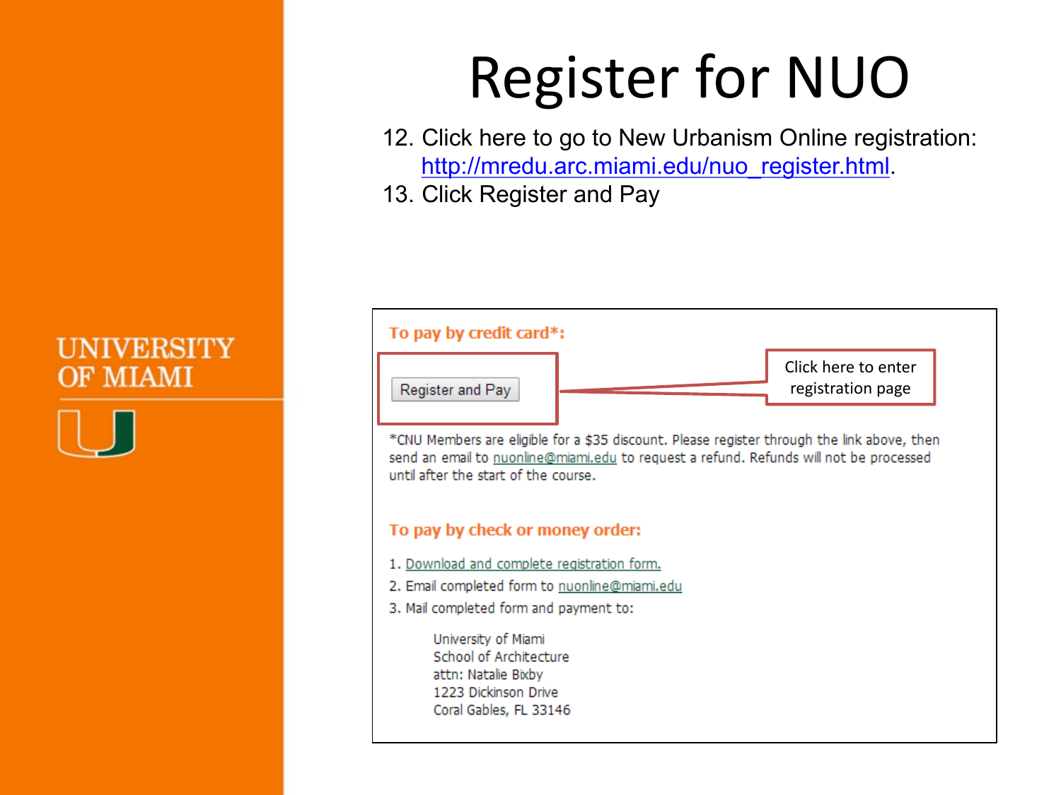# Register for NUO

12. Click here to go to New Urbanism Online registration: http://mredu.arc.miami.edu/nuo_register.html.
13. Click Register and Pay

**To pay by credit card*:**

Register and Pay

Click here to enter registration page

*CNU Members are eligible for a $35 discount. Please register through the link above, then send an email to nuonline@miami.edu to request a refund. Refunds will not be processed until after the start of the course.

**To pay by check or money order:**

1. Download and complete registration form.
2. Email completed form to nuonline@miami.edu
3. Mail completed form and payment to:

University of Miami
School of Architecture
attn: Natalie Bixby
1223 Dickinson Drive
Coral Gables, FL 33146

UNIVERSITY OF MIAMI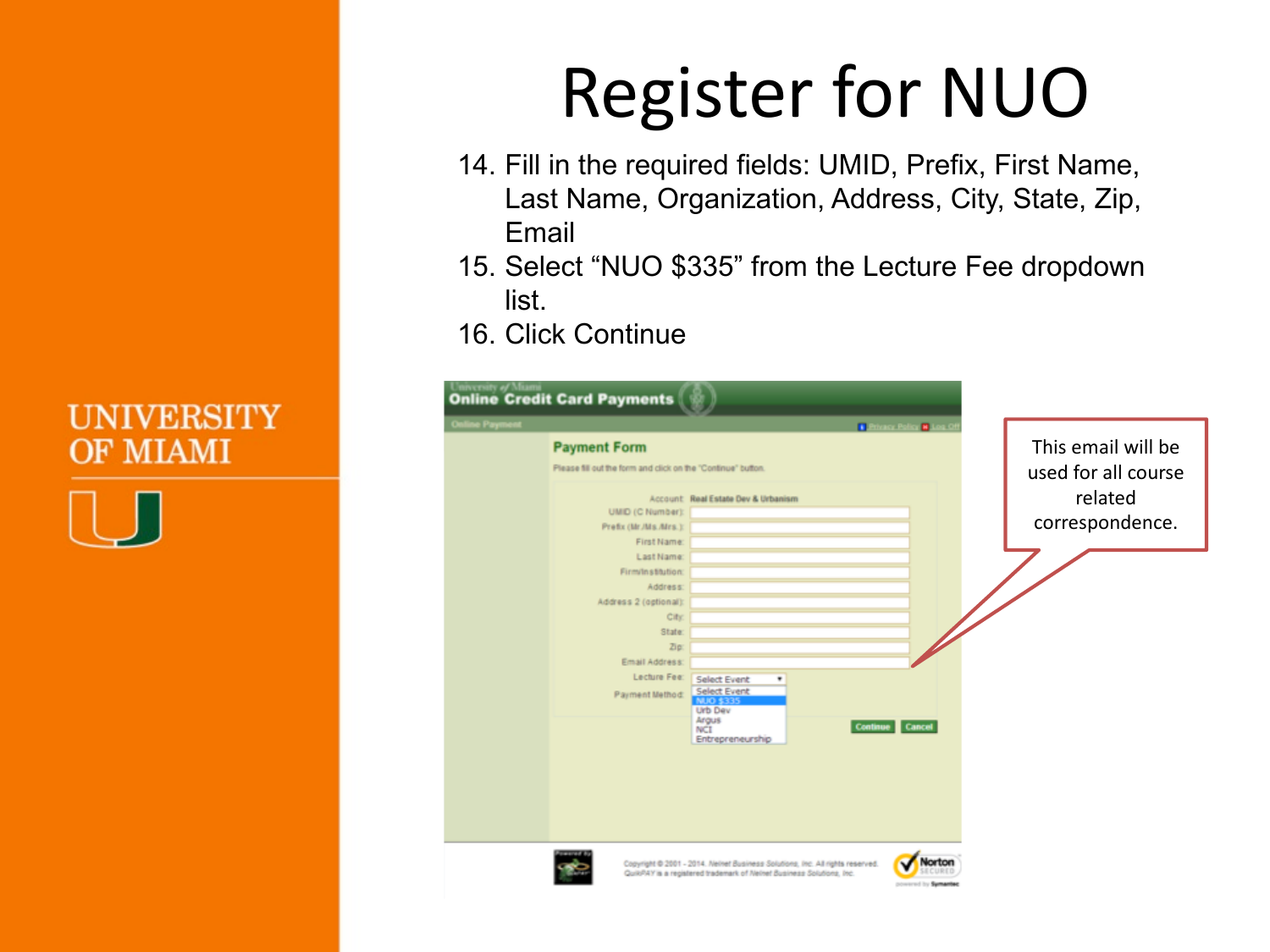# Register for NUO

14. Fill in the required fields: UMID, Prefix, First Name, Last Name, Organization, Address, City, State, Zip, Email
15. Select “NUO $335” from the Lecture Fee dropdown list.
16. Click Continue

This email will be used for all course related correspondence.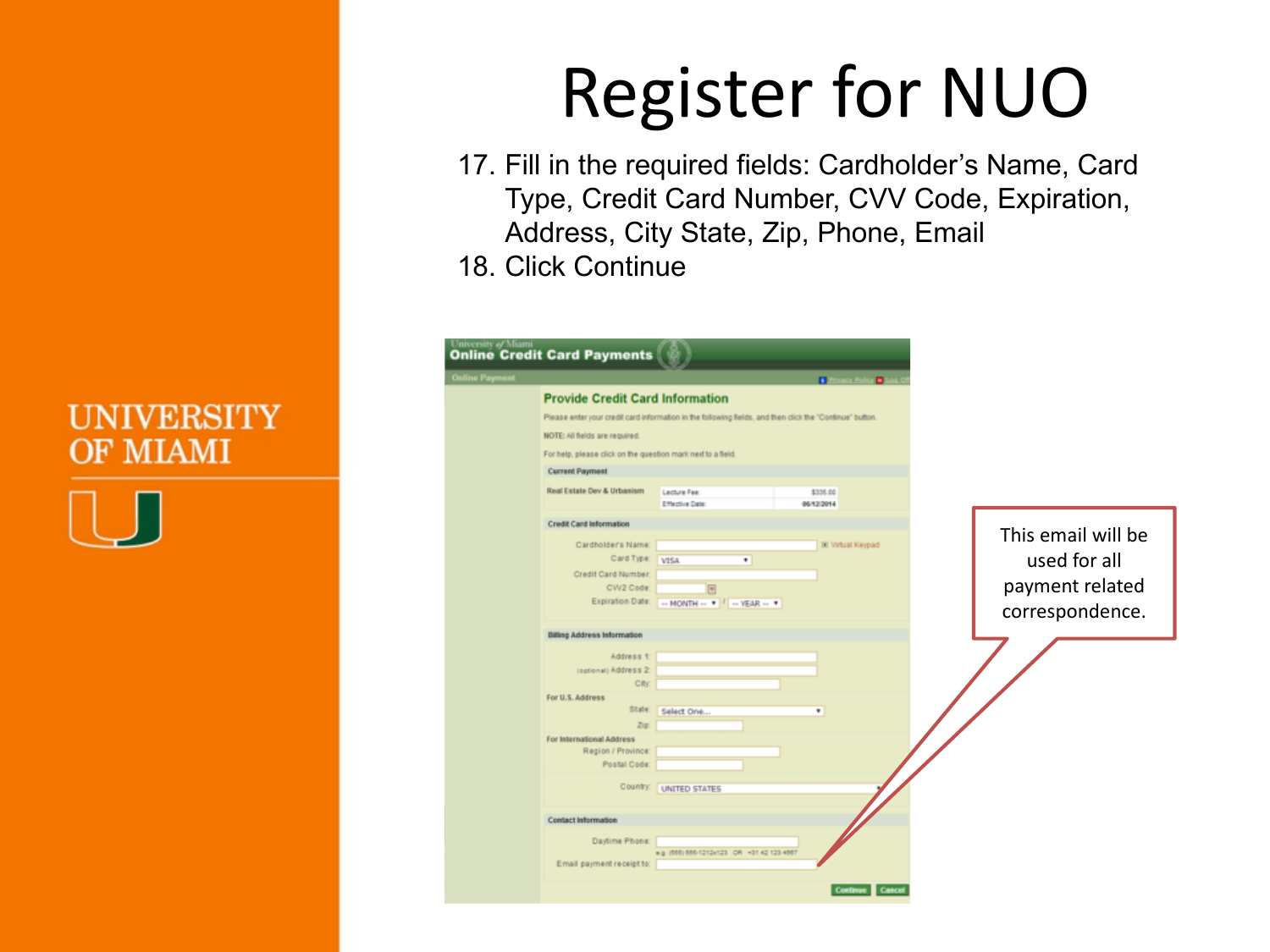# Register for NUO

17. Fill in the required fields: Cardholder's Name, Card Type, Credit Card Number, CVV Code, Expiration, Address, City State, Zip, Phone, Email
18. Click Continue

This email will be used for all payment related correspondence.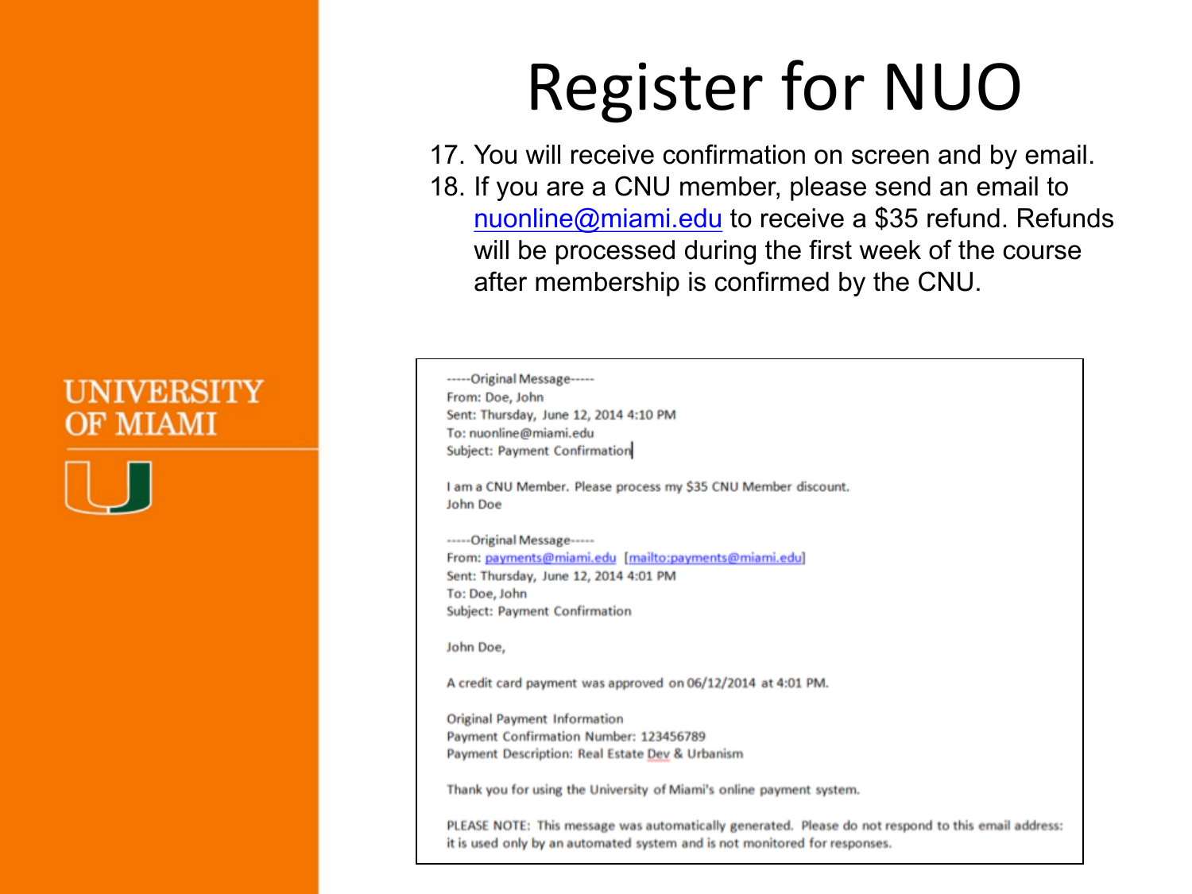# Register for NUO

17. You will receive confirmation on screen and by email.
18. If you are a CNU member, please send an email to nuonline@miami.edu to receive a $35 refund. Refunds will be processed during the first week of the course after membership is confirmed by the CNU.

-----Original Message-----
From: Doe, John
Sent: Thursday, June 12, 2014 4:10 PM
To: nuonline@miami.edu
Subject: Payment Confirmation

I am a CNU Member. Please process my $35 CNU Member discount.
John Doe

-----Original Message-----
From: payments@miami.edu [mailto:payments@miami.edu]
Sent: Thursday, June 12, 2014 4:01 PM
To: Doe, John
Subject: Payment Confirmation

John Doe,

A credit card payment was approved on 06/12/2014 at 4:01 PM.

Original Payment Information
Payment Confirmation Number: 123456789
Payment Description: Real Estate Dev & Urbanism

Thank you for using the University of Miami's online payment system.

PLEASE NOTE: This message was automatically generated. Please do not respond to this email address: it is used only by an automated system and is not monitored for responses.

UNIVERSITY OF MIAMI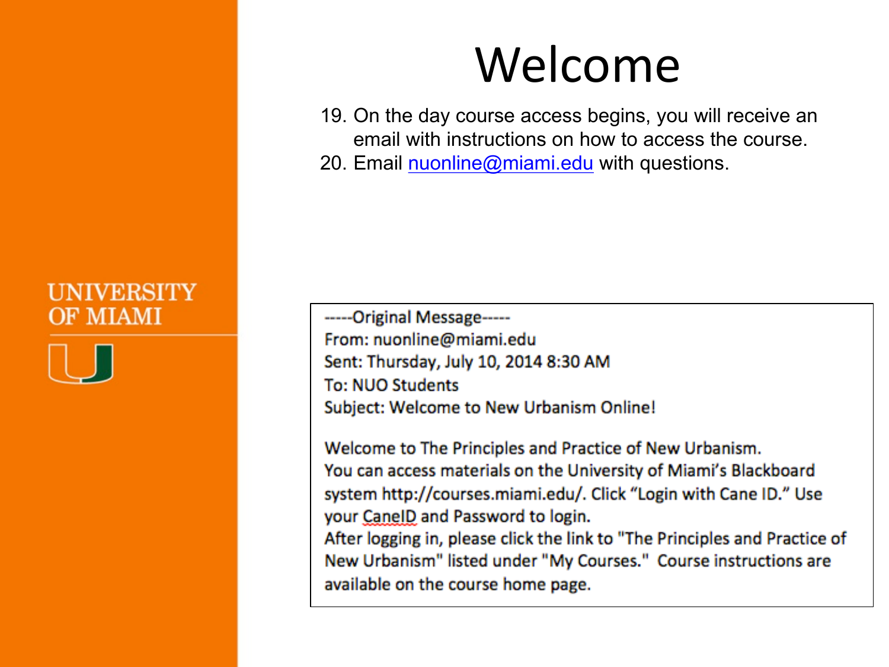# Welcome

19. On the day course access begins, you will receive an email with instructions on how to access the course.
20. Email nuonline@miami.edu with questions.

-----Original Message-----
From: nuonline@miami.edu
Sent: Thursday, July 10, 2014 8:30 AM
To: NUO Students
Subject: Welcome to New Urbanism Online!

Welcome to The Principles and Practice of New Urbanism.
You can access materials on the University of Miami's Blackboard system http://courses.miami.edu/. Click "Login with Cane ID." Use your CaneID and Password to login.
After logging in, please click the link to "The Principles and Practice of New Urbanism" listed under "My Courses." Course instructions are available on the course home page.

UNIVERSITY OF MIAMI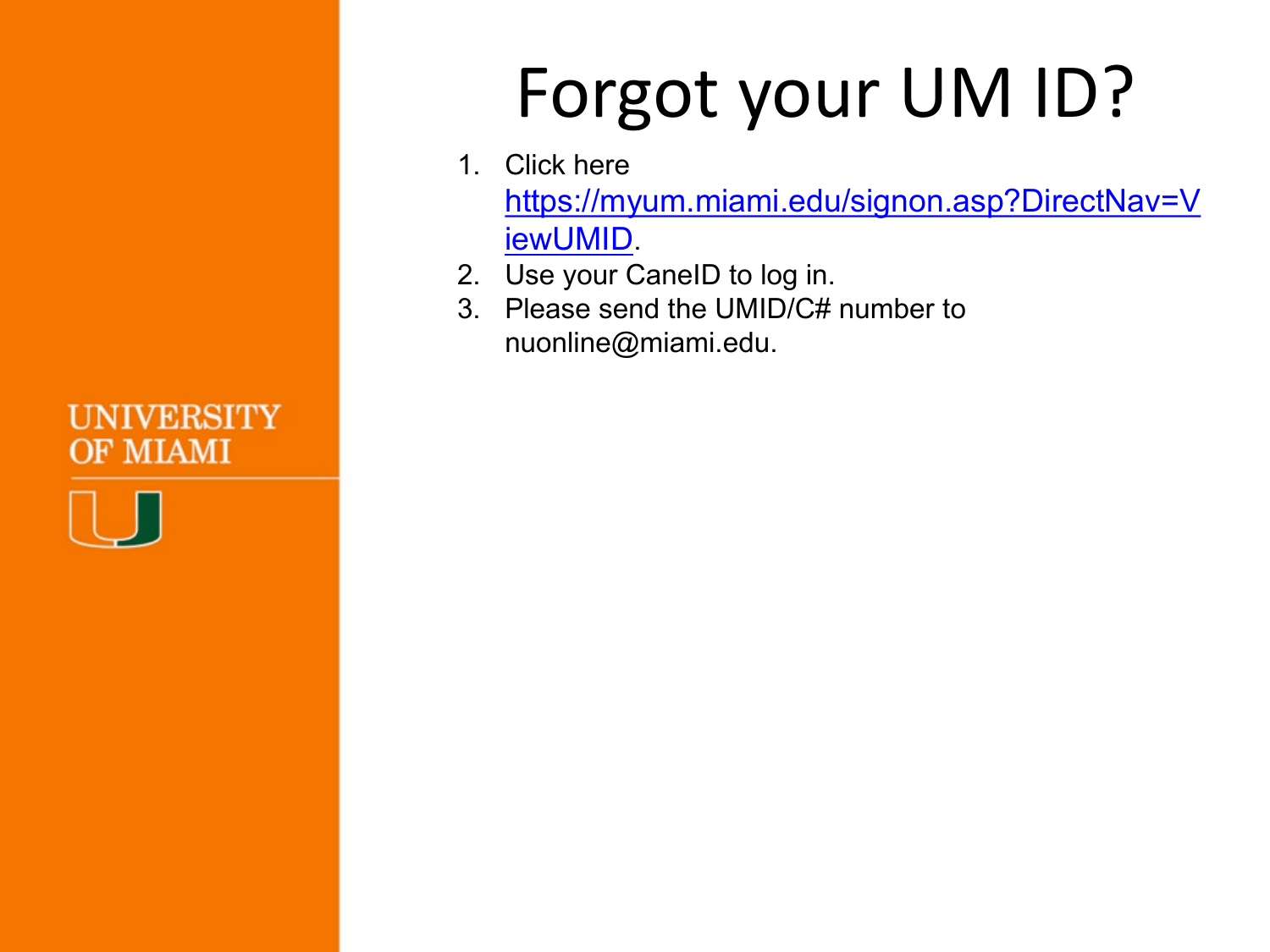# Forgot your UM ID?

UNIVERSITY OF MIAMI

1. Click here https://myum.miami.edu/signon.asp?DirectNav=ViewUMID.
2. Use your CaneID to log in.
3. Please send the UMID/C# number to nuonline@miami.edu.